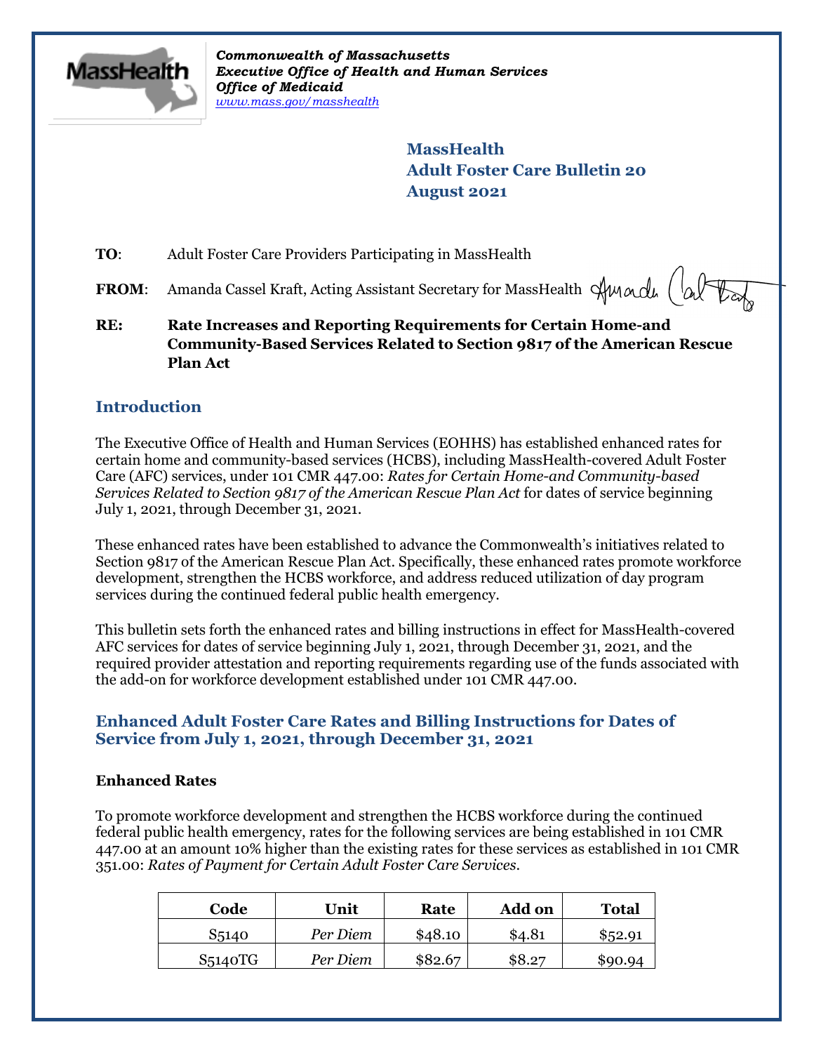Commonwealth of Massachusetts
*Executive Office of Health and Human Services*
*Office of Medicaid*
*www.mass.gov/masshealth*

**MassHealth**
**Adult Foster Care Bulletin 20**
**August 2021**

**TO**: Adult Foster Care Providers Participating in MassHealth

**FROM**: Amanda Cassel Kraft, Acting Assistant Secretary for MassHealth

**RE: Rate Increases and Reporting Requirements for Certain Home-and Community-Based Services Related to Section 9817 of the American Rescue Plan Act**

## Introduction

The Executive Office of Health and Human Services (EOHHS) has established enhanced rates for certain home and community-based services (HCBS), including MassHealth-covered Adult Foster Care (AFC) services, under 101 CMR 447.00: *Rates for Certain Home-and Community-based Services Related to Section 9817 of the American Rescue Plan Act* for dates of service beginning July 1, 2021, through December 31, 2021.

These enhanced rates have been established to advance the Commonwealth's initiatives related to Section 9817 of the American Rescue Plan Act. Specifically, these enhanced rates promote workforce development, strengthen the HCBS workforce, and address reduced utilization of day program services during the continued federal public health emergency.

This bulletin sets forth the enhanced rates and billing instructions in effect for MassHealth-covered AFC services for dates of service beginning July 1, 2021, through December 31, 2021, and the required provider attestation and reporting requirements regarding use of the funds associated with the add-on for workforce development established under 101 CMR 447.00.

## Enhanced Adult Foster Care Rates and Billing Instructions for Dates of Service from July 1, 2021, through December 31, 2021

### Enhanced Rates

To promote workforce development and strengthen the HCBS workforce during the continued federal public health emergency, rates for the following services are being established in 101 CMR 447.00 at an amount 10% higher than the existing rates for these services as established in 101 CMR 351.00: *Rates of Payment for Certain Adult Foster Care Services*.

| Code | Unit | Rate | Add on | Total |
|---|---|---|---|---|
| S5140 | *Per Diem* | $48.10 | $4.81 | $52.91 |
| S5140TG | *Per Diem* | $82.67 | $8.27 | $90.94 |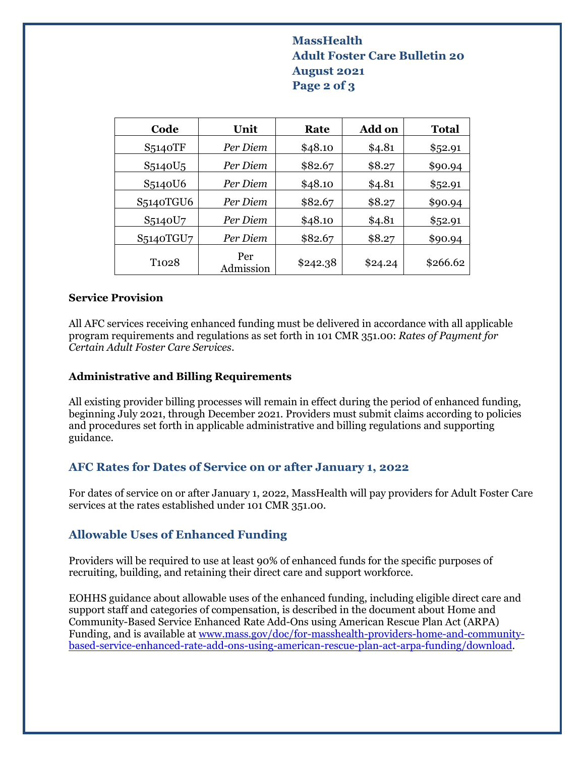| Code | Unit | Rate | Add on | Total |
|---|---|---|---|---|
| S5140TF | *Per Diem* | $48.10 | $4.81 | $52.91 |
| S5140U5 | *Per Diem* | $82.67 | $8.27 | $90.94 |
| S5140U6 | *Per Diem* | $48.10 | $4.81 | $52.91 |
| S5140TGU6 | *Per Diem* | $82.67 | $8.27 | $90.94 |
| S5140U7 | *Per Diem* | $48.10 | $4.81 | $52.91 |
| S5140TGU7 | *Per Diem* | $82.67 | $8.27 | $90.94 |
| T1028 | Per Admission | $242.38 | $24.24 | $266.62 |

**Service Provision**

All AFC services receiving enhanced funding must be delivered in accordance with all applicable program requirements and regulations as set forth in 101 CMR 351.00: *Rates of Payment for Certain Adult Foster Care Services*.

**Administrative and Billing Requirements**

All existing provider billing processes will remain in effect during the period of enhanced funding, beginning July 2021, through December 2021. Providers must submit claims according to policies and procedures set forth in applicable administrative and billing regulations and supporting guidance.

## AFC Rates for Dates of Service on or after January 1, 2022

For dates of service on or after January 1, 2022, MassHealth will pay providers for Adult Foster Care services at the rates established under 101 CMR 351.00.

## Allowable Uses of Enhanced Funding

Providers will be required to use at least 90% of enhanced funds for the specific purposes of recruiting, building, and retaining their direct care and support workforce.

EOHHS guidance about allowable uses of the enhanced funding, including eligible direct care and support staff and categories of compensation, is described in the document about Home and Community-Based Service Enhanced Rate Add-Ons using American Rescue Plan Act (ARPA) Funding, and is available at [www.mass.gov/doc/for-masshealth-providers-home-and-community-based-service-enhanced-rate-add-ons-using-american-rescue-plan-act-arpa-funding/download](http://www.mass.gov/doc/for-masshealth-providers-home-and-community-based-service-enhanced-rate-add-ons-using-american-rescue-plan-act-arpa-funding/download).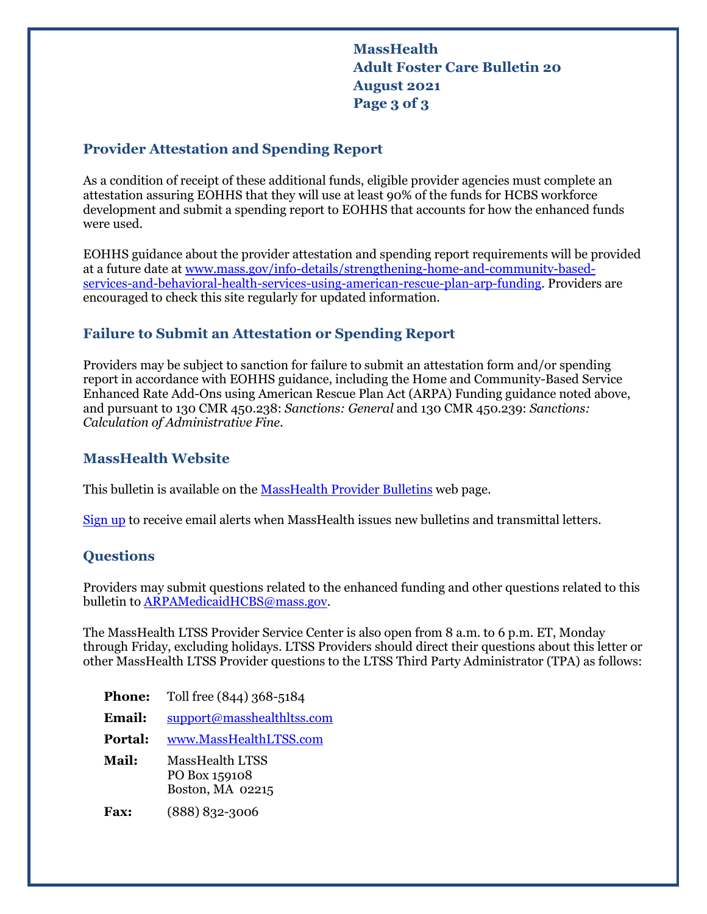## Provider Attestation and Spending Report

As a condition of receipt of these additional funds, eligible provider agencies must complete an attestation assuring EOHHS that they will use at least 90% of the funds for HCBS workforce development and submit a spending report to EOHHS that accounts for how the enhanced funds were used.

EOHHS guidance about the provider attestation and spending report requirements will be provided at a future date at [www.mass.gov/info-details/strengthening-home-and-community-based-services-and-behavioral-health-services-using-american-rescue-plan-arp-funding](www.mass.gov/info-details/strengthening-home-and-community-based-services-and-behavioral-health-services-using-american-rescue-plan-arp-funding). Providers are encouraged to check this site regularly for updated information.

## Failure to Submit an Attestation or Spending Report

Providers may be subject to sanction for failure to submit an attestation form and/or spending report in accordance with EOHHS guidance, including the Home and Community-Based Service Enhanced Rate Add-Ons using American Rescue Plan Act (ARPA) Funding guidance noted above, and pursuant to 130 CMR 450.238: *Sanctions: General* and 130 CMR 450.239: *Sanctions: Calculation of Administrative Fine*.

## MassHealth Website

This bulletin is available on the [MassHealth Provider Bulletins]() web page.

[Sign up]() to receive email alerts when MassHealth issues new bulletins and transmittal letters.

## Questions

Providers may submit questions related to the enhanced funding and other questions related to this bulletin to [ARPAMedicaidHCBS@mass.gov](mailto:ARPAMedicaidHCBS@mass.gov).

The MassHealth LTSS Provider Service Center is also open from 8 a.m. to 6 p.m. ET, Monday through Friday, excluding holidays. LTSS Providers should direct their questions about this letter or other MassHealth LTSS Provider questions to the LTSS Third Party Administrator (TPA) as follows:

| | |
|---|---|
| **Phone:** | Toll free (844) 368-5184 |
| **Email:** | [support@masshealthltss.com](mailto:support@masshealthltss.com) |
| **Portal:** | [www.MassHealthLTSS.com](www.MassHealthLTSS.com) |
| **Mail:** | MassHealth LTSS<br>PO Box 159108<br>Boston, MA 02215 |
| **Fax:** | (888) 832-3006 |